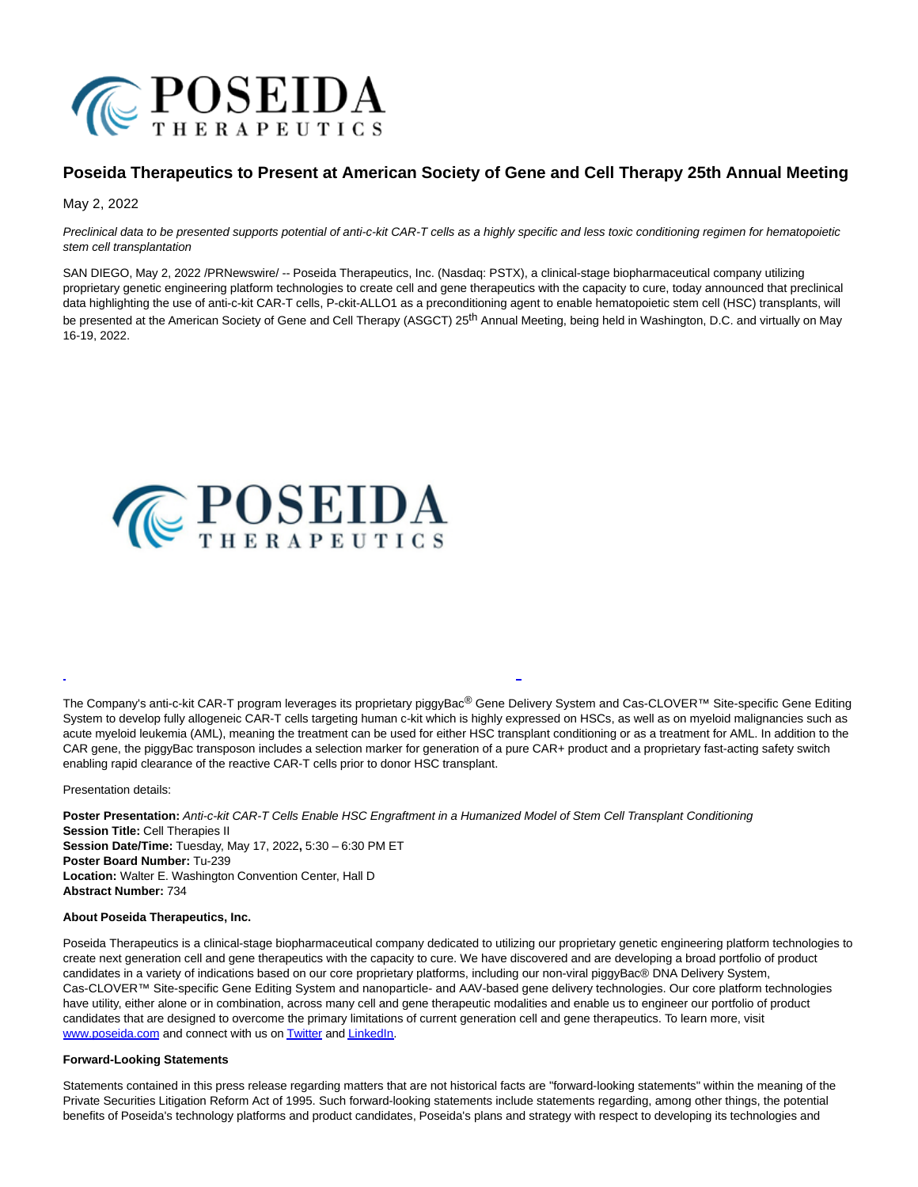# Poseida Therapeutics to Present at American Society of Gene and Cell Therapy 25th Annual Meeting

May 2, 2022

*Preclinical data to be presented supports potential of anti-c-kit CAR-T cells as a highly specific and less toxic conditioning regimen for hematopoietic stem cell transplantation*

SAN DIEGO, May 2, 2022 /PRNewswire/ -- Poseida Therapeutics, Inc. (Nasdaq: PSTX), a clinical-stage biopharmaceutical company utilizing proprietary genetic engineering platform technologies to create cell and gene therapeutics with the capacity to cure, today announced that preclinical data highlighting the use of anti-c-kit CAR-T cells, P-ckit-ALLO1 as a preconditioning agent to enable hematopoietic stem cell (HSC) transplants, will be presented at the American Society of Gene and Cell Therapy (ASGCT) 25th Annual Meeting, being held in Washington, D.C. and virtually on May 16-19, 2022.

The Company's anti-c-kit CAR-T program leverages its proprietary piggyBac® Gene Delivery System and Cas-CLOVER™ Site-specific Gene Editing System to develop fully allogeneic CAR-T cells targeting human c-kit which is highly expressed on HSCs, as well as on myeloid malignancies such as acute myeloid leukemia (AML), meaning the treatment can be used for either HSC transplant conditioning or as a treatment for AML. In addition to the CAR gene, the piggyBac transposon includes a selection marker for generation of a pure CAR+ product and a proprietary fast-acting safety switch enabling rapid clearance of the reactive CAR-T cells prior to donor HSC transplant.

Presentation details:

**Poster Presentation:** *Anti-c-kit CAR-T Cells Enable HSC Engraftment in a Humanized Model of Stem Cell Transplant Conditioning*
**Session Title:** Cell Therapies II
**Session Date/Time:** Tuesday, May 17, 2022**,** 5:30 – 6:30 PM ET
**Poster Board Number:** Tu-239
**Location:** Walter E. Washington Convention Center, Hall D
**Abstract Number:** 734

**About Poseida Therapeutics, Inc.**

Poseida Therapeutics is a clinical-stage biopharmaceutical company dedicated to utilizing our proprietary genetic engineering platform technologies to create next generation cell and gene therapeutics with the capacity to cure. We have discovered and are developing a broad portfolio of product candidates in a variety of indications based on our core proprietary platforms, including our non-viral piggyBac® DNA Delivery System, Cas-CLOVER™ Site-specific Gene Editing System and nanoparticle- and AAV-based gene delivery technologies. Our core platform technologies have utility, either alone or in combination, across many cell and gene therapeutic modalities and enable us to engineer our portfolio of product candidates that are designed to overcome the primary limitations of current generation cell and gene therapeutics. To learn more, visit www.poseida.com and connect with us on Twitter and LinkedIn.

**Forward-Looking Statements**

Statements contained in this press release regarding matters that are not historical facts are "forward-looking statements" within the meaning of the Private Securities Litigation Reform Act of 1995. Such forward-looking statements include statements regarding, among other things, the potential benefits of Poseida's technology platforms and product candidates, Poseida's plans and strategy with respect to developing its technologies and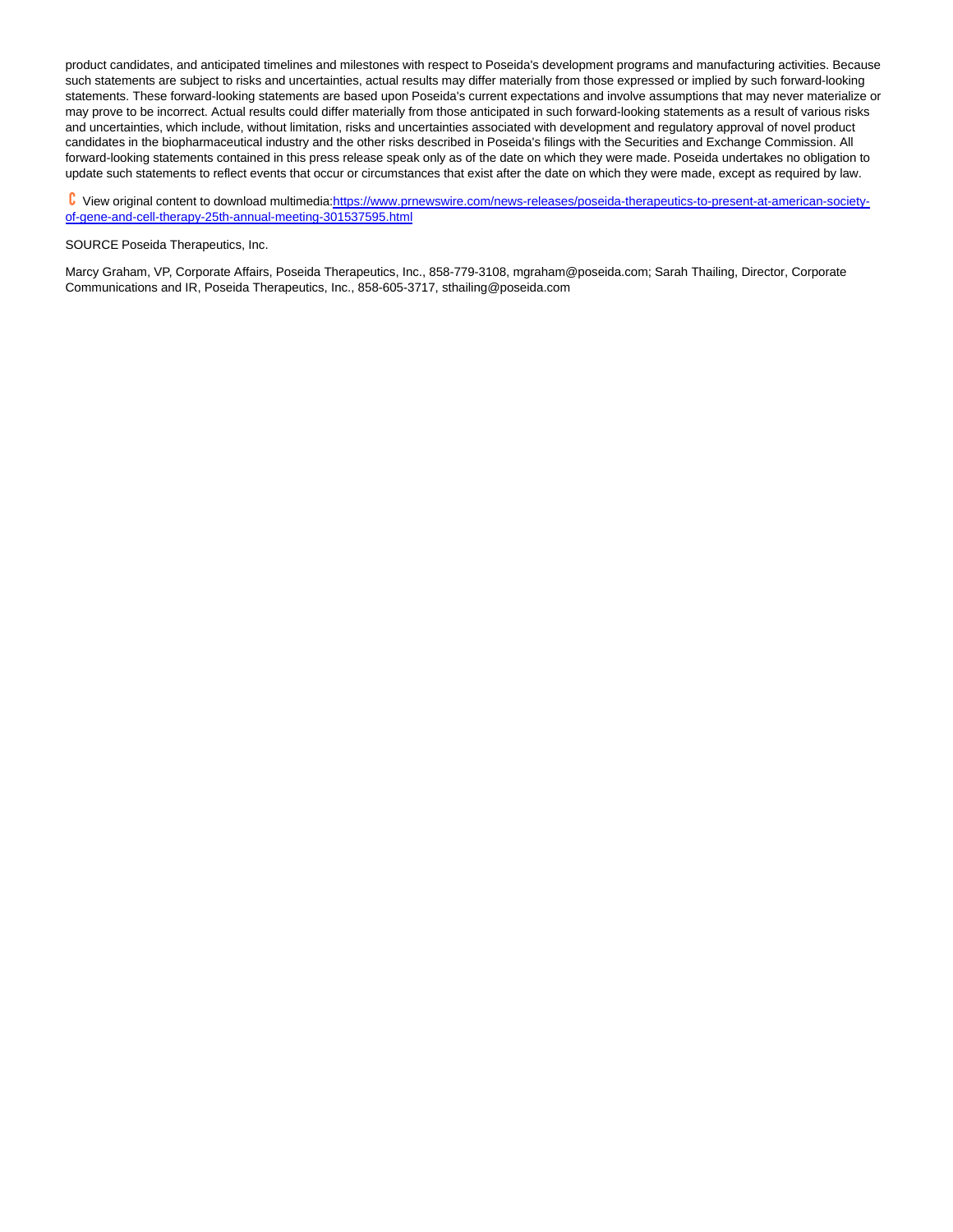product candidates, and anticipated timelines and milestones with respect to Poseida's development programs and manufacturing activities. Because such statements are subject to risks and uncertainties, actual results may differ materially from those expressed or implied by such forward-looking statements. These forward-looking statements are based upon Poseida's current expectations and involve assumptions that may never materialize or may prove to be incorrect. Actual results could differ materially from those anticipated in such forward-looking statements as a result of various risks and uncertainties, which include, without limitation, risks and uncertainties associated with development and regulatory approval of novel product candidates in the biopharmaceutical industry and the other risks described in Poseida's filings with the Securities and Exchange Commission. All forward-looking statements contained in this press release speak only as of the date on which they were made. Poseida undertakes no obligation to update such statements to reflect events that occur or circumstances that exist after the date on which they were made, except as required by law.

View original content to download multimedia:[https://www.prnewswire.com/news-releases/poseida-therapeutics-to-present-at-american-society-of-gene-and-cell-therapy-25th-annual-meeting-301537595.html](https://www.prnewswire.com/news-releases/poseida-therapeutics-to-present-at-american-society-of-gene-and-cell-therapy-25th-annual-meeting-301537595.html)

SOURCE Poseida Therapeutics, Inc.

Marcy Graham, VP, Corporate Affairs, Poseida Therapeutics, Inc., 858-779-3108, mgraham@poseida.com; Sarah Thailing, Director, Corporate Communications and IR, Poseida Therapeutics, Inc., 858-605-3717, sthailing@poseida.com